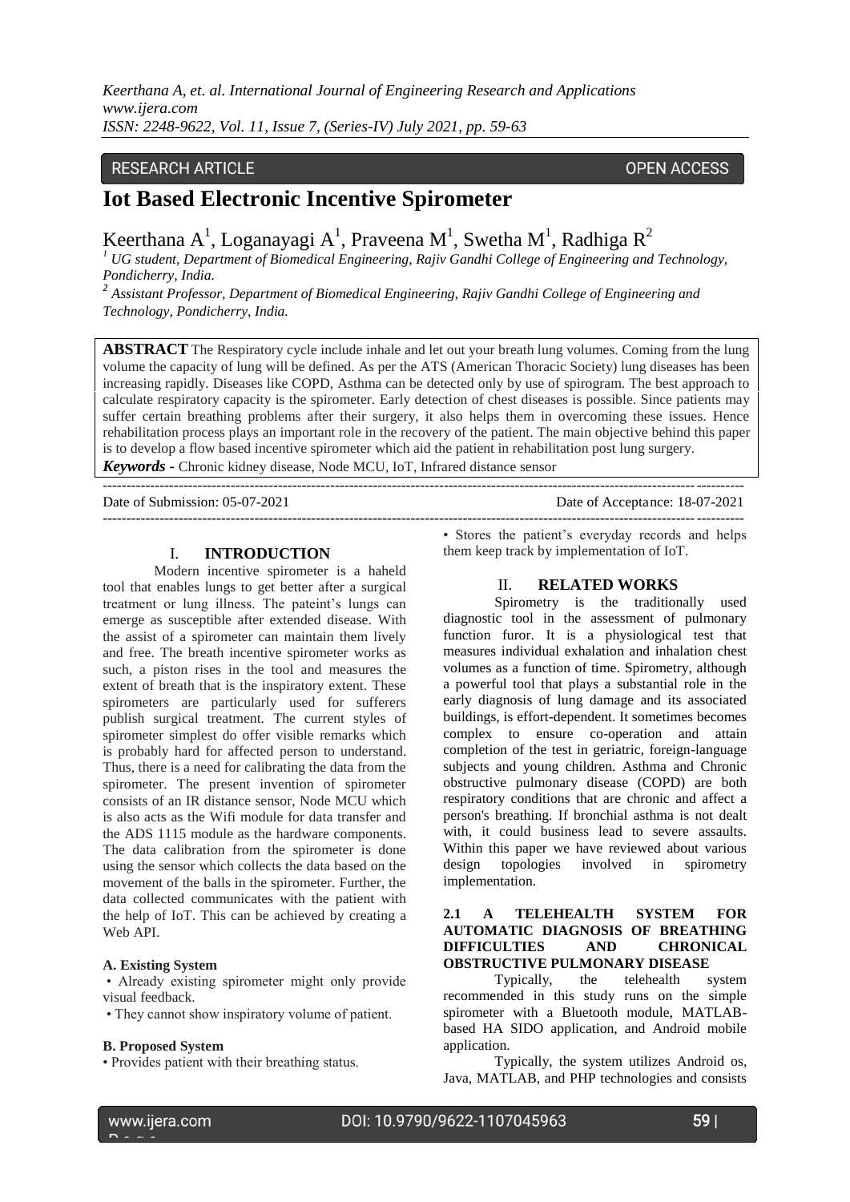RESEARCH ARTICLE OPEN ACCESS

# Iot Based Electronic Incentive Spirometer

Keerthana A[1], Loganayagi A[1], Praveena M[1], Swetha M[1], Radhiga R[2]

[1] *UG student, Department of Biomedical Engineering, Rajiv Gandhi College of Engineering and Technology, Pondicherry, India.*

[2] *Assistant Professor, Department of Biomedical Engineering, Rajiv Gandhi College of Engineering and Technology, Pondicherry, India.*

**ABSTRACT** The Respiratory cycle include inhale and let out your breath lung volumes. Coming from the lung volume the capacity of lung will be defined. As per the ATS (American Thoracic Society) lung diseases has been increasing rapidly. Diseases like COPD, Asthma can be detected only by use of spirogram. The best approach to calculate respiratory capacity is the spirometer. Early detection of chest diseases is possible. Since patients may suffer certain breathing problems after their surgery, it also helps them in overcoming these issues. Hence rehabilitation process plays an important role in the recovery of the patient. The main objective behind this paper is to develop a flow based incentive spirometer which aid the patient in rehabilitation post lung surgery.

***Keywords -*** Chronic kidney disease, Node MCU, IoT, Infrared distance sensor

---

Date of Submission: 05-07-2021 Date of Acceptance: 18-07-2021

---

## I. INTRODUCTION

Modern incentive spirometer is a haheld tool that enables lungs to get better after a surgical treatment or lung illness. The pateint's lungs can emerge as susceptible after extended disease. With the assist of a spirometer can maintain them lively and free. The breath incentive spirometer works as such, a piston rises in the tool and measures the extent of breath that is the inspiratory extent. These spirometers are particularly used for sufferers publish surgical treatment. The current styles of spirometer simplest do offer visible remarks which is probably hard for affected person to understand. Thus, there is a need for calibrating the data from the spirometer. The present invention of spirometer consists of an IR distance sensor, Node MCU which is also acts as the Wifi module for data transfer and the ADS 1115 module as the hardware components. The data calibration from the spirometer is done using the sensor which collects the data based on the movement of the balls in the spirometer. Further, the data collected communicates with the patient with the help of IoT. This can be achieved by creating a Web API.

#### A. Existing System

- Already existing spirometer might only provide visual feedback.
- They cannot show inspiratory volume of patient.

#### B. Proposed System

- Provides patient with their breathing status.
- Stores the patient's everyday records and helps them keep track by implementation of IoT.

## II. RELATED WORKS

Spirometry is the traditionally used diagnostic tool in the assessment of pulmonary function furor. It is a physiological test that measures individual exhalation and inhalation chest volumes as a function of time. Spirometry, although a powerful tool that plays a substantial role in the early diagnosis of lung damage and its associated buildings, is effort-dependent. It sometimes becomes complex to ensure co-operation and attain completion of the test in geriatric, foreign-language subjects and young children. Asthma and Chronic obstructive pulmonary disease (COPD) are both respiratory conditions that are chronic and affect a person's breathing. If bronchial asthma is not dealt with, it could business lead to severe assaults. Within this paper we have reviewed about various design topologies involved in spirometry implementation.

### 2.1 A TELEHEALTH SYSTEM FOR AUTOMATIC DIAGNOSIS OF BREATHING DIFFICULTIES AND CHRONICAL OBSTRUCTIVE PULMONARY DISEASE

Typically, the telehealth system recommended in this study runs on the simple spirometer with a Bluetooth module, MATLAB-based HA SIDO application, and Android mobile application.

Typically, the system utilizes Android os, Java, MATLAB, and PHP technologies and consists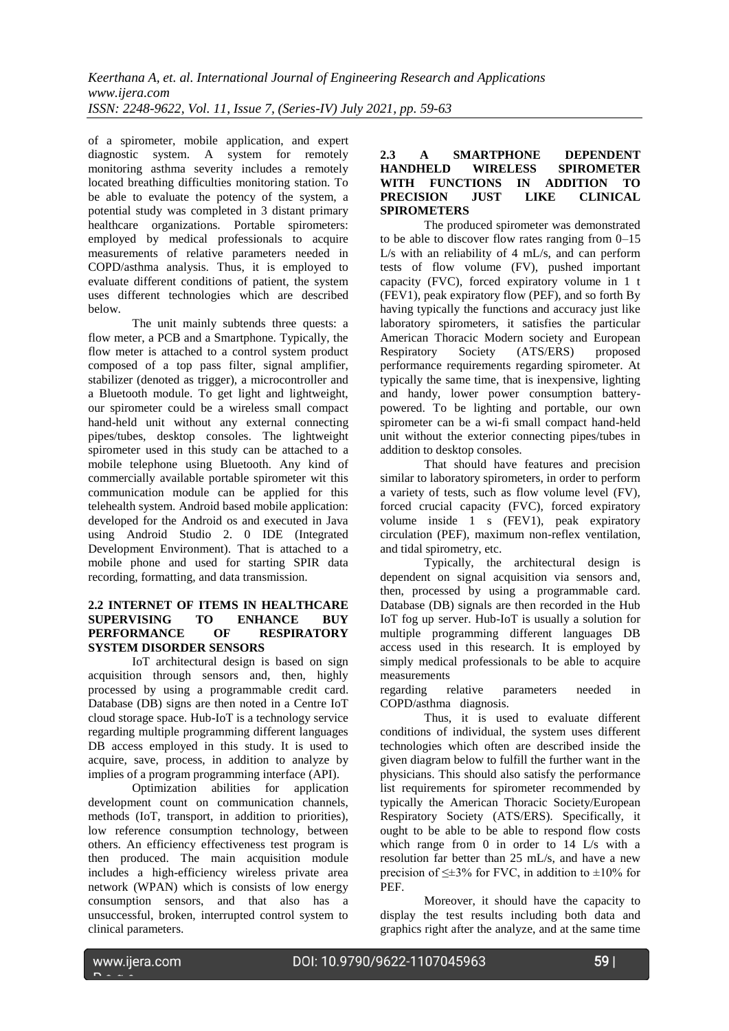of a spirometer, mobile application, and expert diagnostic system. A system for remotely monitoring asthma severity includes a remotely located breathing difficulties monitoring station. To be able to evaluate the potency of the system, a potential study was completed in 3 distant primary healthcare organizations. Portable spirometers: employed by medical professionals to acquire measurements of relative parameters needed in COPD/asthma analysis. Thus, it is employed to evaluate different conditions of patient, the system uses different technologies which are described below.

The unit mainly subtends three quests: a flow meter, a PCB and a Smartphone. Typically, the flow meter is attached to a control system product composed of a top pass filter, signal amplifier, stabilizer (denoted as trigger), a microcontroller and a Bluetooth module. To get light and lightweight, our spirometer could be a wireless small compact hand-held unit without any external connecting pipes/tubes, desktop consoles. The lightweight spirometer used in this study can be attached to a mobile telephone using Bluetooth. Any kind of commercially available portable spirometer wit this communication module can be applied for this telehealth system. Android based mobile application: developed for the Android os and executed in Java using Android Studio 2. 0 IDE (Integrated Development Environment). That is attached to a mobile phone and used for starting SPIR data recording, formatting, and data transmission.

### 2.2 INTERNET OF ITEMS IN HEALTHCARE SUPERVISING TO ENHANCE BUY PERFORMANCE OF RESPIRATORY SYSTEM DISORDER SENSORS

IoT architectural design is based on sign acquisition through sensors and, then, highly processed by using a programmable credit card. Database (DB) signs are then noted in a Centre IoT cloud storage space. Hub-IoT is a technology service regarding multiple programming different languages DB access employed in this study. It is used to acquire, save, process, in addition to analyze by implies of a program programming interface (API).

Optimization abilities for application development count on communication channels, methods (IoT, transport, in addition to priorities), low reference consumption technology, between others. An efficiency effectiveness test program is then produced. The main acquisition module includes a high-efficiency wireless private area network (WPAN) which is consists of low energy consumption sensors, and that also has a unsuccessful, broken, interrupted control system to clinical parameters.

### 2.3 A SMARTPHONE DEPENDENT HANDHELD WIRELESS SPIROMETER WITH FUNCTIONS IN ADDITION TO PRECISION JUST LIKE CLINICAL SPIROMETERS

The produced spirometer was demonstrated to be able to discover flow rates ranging from 0–15 L/s with an reliability of 4 mL/s, and can perform tests of flow volume (FV), pushed important capacity (FVC), forced expiratory volume in 1 t (FEV1), peak expiratory flow (PEF), and so forth By having typically the functions and accuracy just like laboratory spirometers, it satisfies the particular American Thoracic Modern society and European Respiratory Society (ATS/ERS) proposed performance requirements regarding spirometer. At typically the same time, that is inexpensive, lighting and handy, lower power consumption battery-powered. To be lighting and portable, our own spirometer can be a wi-fi small compact hand-held unit without the exterior connecting pipes/tubes in addition to desktop consoles.

That should have features and precision similar to laboratory spirometers, in order to perform a variety of tests, such as flow volume level (FV), forced crucial capacity (FVC), forced expiratory volume inside 1 s (FEV1), peak expiratory circulation (PEF), maximum non-reflex ventilation, and tidal spirometry, etc.

Typically, the architectural design is dependent on signal acquisition via sensors and, then, processed by using a programmable card. Database (DB) signals are then recorded in the Hub IoT fog up server. Hub-IoT is usually a solution for multiple programming different languages DB access used in this research. It is employed by simply medical professionals to be able to acquire measurements regarding relative parameters needed in COPD/asthma diagnosis.

Thus, it is used to evaluate different conditions of individual, the system uses different technologies which often are described inside the given diagram below to fulfill the further want in the physicians. This should also satisfy the performance list requirements for spirometer recommended by typically the American Thoracic Society/European Respiratory Society (ATS/ERS). Specifically, it ought to be able to be able to respond flow costs which range from 0 in order to 14 L/s with a resolution far better than 25 mL/s, and have a new precision of $\leq\pm3\%$ for FVC, in addition to $\pm10\%$ for PEF.

Moreover, it should have the capacity to display the test results including both data and graphics right after the analyze, and at the same time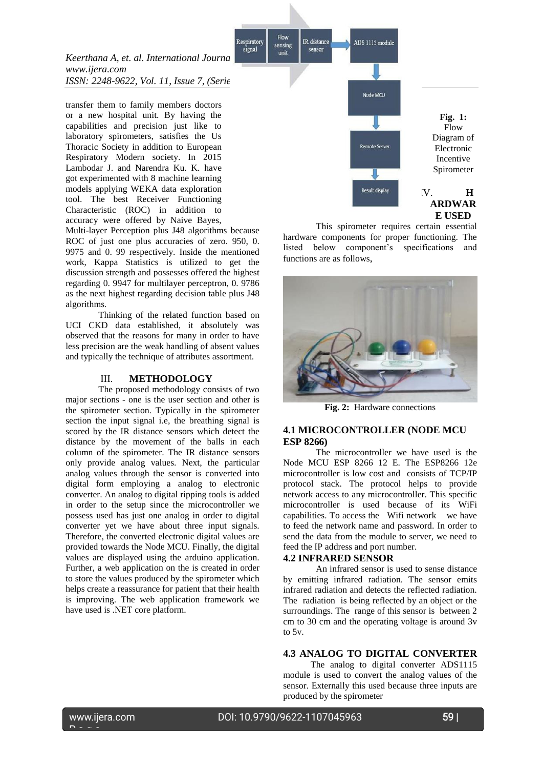transfer them to family members doctors or a new hospital unit. By having the capabilities and precision just like to laboratory spirometers, satisfies the Us Thoracic Society in addition to European Respiratory Modern society. In 2015 Lambodar J. and Narendra Ku. K. have got experimented with 8 machine learning models applying WEKA data exploration tool. The best Receiver Functioning Characteristic (ROC) in addition to accuracy were offered by Naive Bayes, Multi-layer Perception plus J48 algorithms because ROC of just one plus accuracies of zero. 950, 0. 9975 and 0. 99 respectively. Inside the mentioned work, Kappa Statistics is utilized to get the discussion strength and possesses offered the highest regarding 0. 9947 for multilayer perceptron, 0. 9786 as the next highest regarding decision table plus J48 algorithms.

Thinking of the related function based on UCI CKD data established, it absolutely was observed that the reasons for many in order to have less precision are the weak handling of absent values and typically the technique of attributes assortment.

## III. METHODOLOGY

The proposed methodology consists of two major sections - one is the user section and other is the spirometer section. Typically in the spirometer section the input signal i.e, the breathing signal is scored by the IR distance sensors which detect the distance by the movement of the balls in each column of the spirometer. The IR distance sensors only provide analog values. Next, the particular analog values through the sensor is converted into digital form employing a analog to electronic converter. An analog to digital ripping tools is added in order to the setup since the microcontroller we possess used has just one analog in order to digital converter yet we have about three input signals. Therefore, the converted electronic digital values are provided towards the Node MCU. Finally, the digital values are displayed using the arduino application. Further, a web application on the is created in order to store the values produced by the spirometer which helps create a reassurance for patient that their health is improving. The web application framework we have used is .NET core platform.

**Fig. 1:** Flow Diagram of Electronic Incentive Spirometer

## IV. HARDWARE USED

This spirometer requires certain essential hardware components for proper functioning. The listed below component's specifications and functions are as follows,

**Fig. 2:** Hardware connections

### 4.1 MICROCONTROLLER (NODE MCU ESP 8266)

The microcontroller we have used is the Node MCU ESP 8266 12 E. The ESP8266 12e microcontroller is low cost and consists of TCP/IP protocol stack. The protocol helps to provide network access to any microcontroller. This specific microcontroller is used because of its WiFi capabilities. To access the Wifi network we have to feed the network name and password. In order to send the data from the module to server, we need to feed the IP address and port number.

### 4.2 INFRARED SENSOR

An infrared sensor is used to sense distance by emitting infrared radiation. The sensor emits infrared radiation and detects the reflected radiation. The radiation is being reflected by an object or the surroundings. The range of this sensor is between 2 cm to 30 cm and the operating voltage is around 3v to 5v.

### 4.3 ANALOG TO DIGITAL CONVERTER

The analog to digital converter ADS1115 module is used to convert the analog values of the sensor. Externally this used because three inputs are produced by the spirometer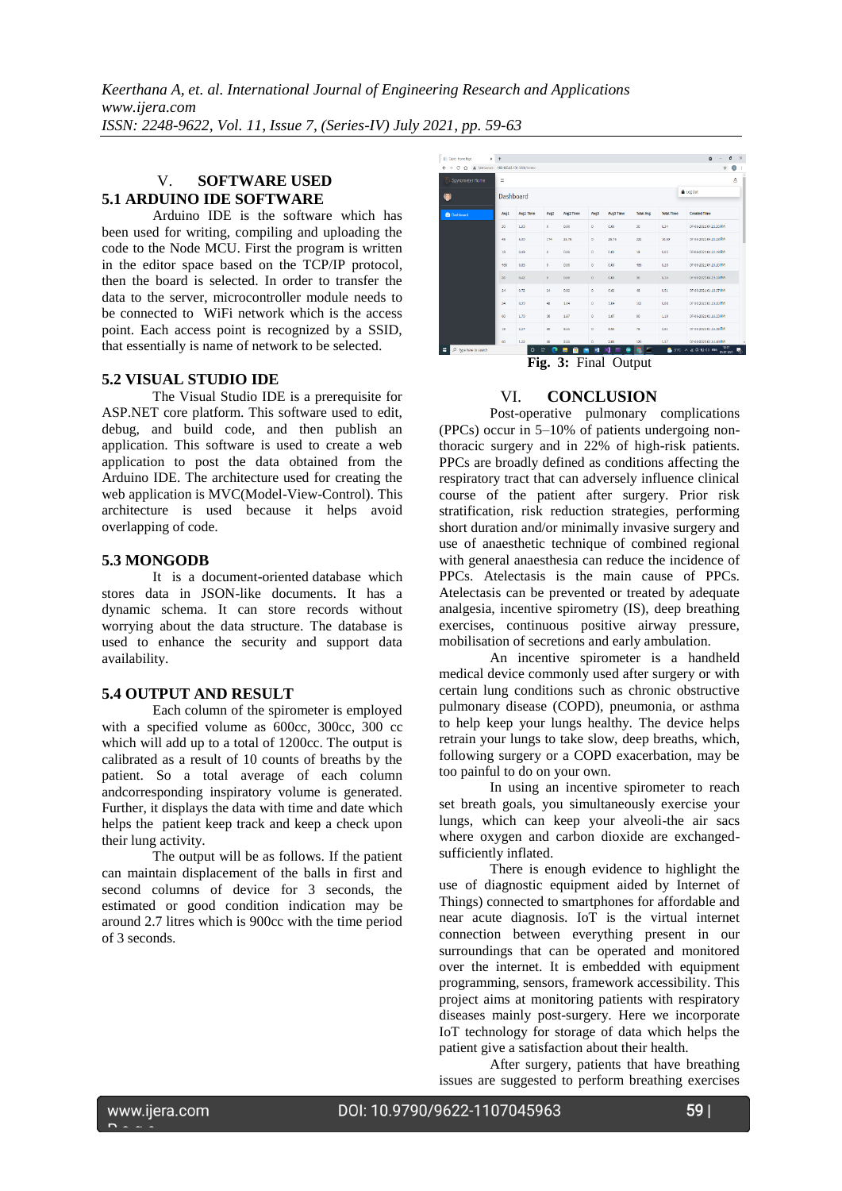## V. SOFTWARE USED

### 5.1 ARDUINO IDE SOFTWARE

Arduino IDE is the software which has been used for writing, compiling and uploading the code to the Node MCU. First the program is written in the editor space based on the TCP/IP protocol, then the board is selected. In order to transfer the data to the server, microcontroller module needs to be connected to WiFi network which is the access point. Each access point is recognized by a SSID, that essentially is name of network to be selected.

### 5.2 VISUAL STUDIO IDE

The Visual Studio IDE is a prerequisite for ASP.NET core platform. This software used to edit, debug, and build code, and then publish an application. This software is used to create a web application to post the data obtained from the Arduino IDE. The architecture used for creating the web application is MVC(Model-View-Control). This architecture is used because it helps avoid overlapping of code.

### 5.3 MONGODB

It is a document-oriented database which stores data in JSON-like documents. It has a dynamic schema. It can store records without worrying about the data structure. The database is used to enhance the security and support data availability.

### 5.4 OUTPUT AND RESULT

Each column of the spirometer is employed with a specified volume as 600cc, 300cc, 300 cc which will add up to a total of 1200cc. The output is calibrated as a result of 10 counts of breaths by the patient. So a total average of each column andcorresponding inspiratory volume is generated. Further, it displays the data with time and date which helps the patient keep track and keep a check upon their lung activity.

The output will be as follows. If the patient can maintain displacement of the balls in first and second columns of device for 3 seconds, the estimated or good condition indication may be around 2.7 litres which is 900cc with the time period of 3 seconds.

**Fig. 3:** Final Output

## VI. CONCLUSION

Post-operative pulmonary complications (PPCs) occur in 5–10% of patients undergoing non-thoracic surgery and in 22% of high-risk patients. PPCs are broadly defined as conditions affecting the respiratory tract that can adversely influence clinical course of the patient after surgery. Prior risk stratification, risk reduction strategies, performing short duration and/or minimally invasive surgery and use of anaesthetic technique of combined regional with general anaesthesia can reduce the incidence of PPCs. Atelectasis is the main cause of PPCs. Atelectasis can be prevented or treated by adequate analgesia, incentive spirometry (IS), deep breathing exercises, continuous positive airway pressure, mobilisation of secretions and early ambulation.

An incentive spirometer is a handheld medical device commonly used after surgery or with certain lung conditions such as chronic obstructive pulmonary disease (COPD), pneumonia, or asthma to help keep your lungs healthy. The device helps retrain your lungs to take slow, deep breaths, which, following surgery or a COPD exacerbation, may be too painful to do on your own.

In using an incentive spirometer to reach set breath goals, you simultaneously exercise your lungs, which can keep your alveoli-the air sacs where oxygen and carbon dioxide are exchanged-sufficiently inflated.

There is enough evidence to highlight the use of diagnostic equipment aided by Internet of Things) connected to smartphones for affordable and near acute diagnosis. IoT is the virtual internet connection between everything present in our surroundings that can be operated and monitored over the internet. It is embedded with equipment programming, sensors, framework accessibility. This project aims at monitoring patients with respiratory diseases mainly post-surgery. Here we incorporate IoT technology for storage of data which helps the patient give a satisfaction about their health.

After surgery, patients that have breathing issues are suggested to perform breathing exercises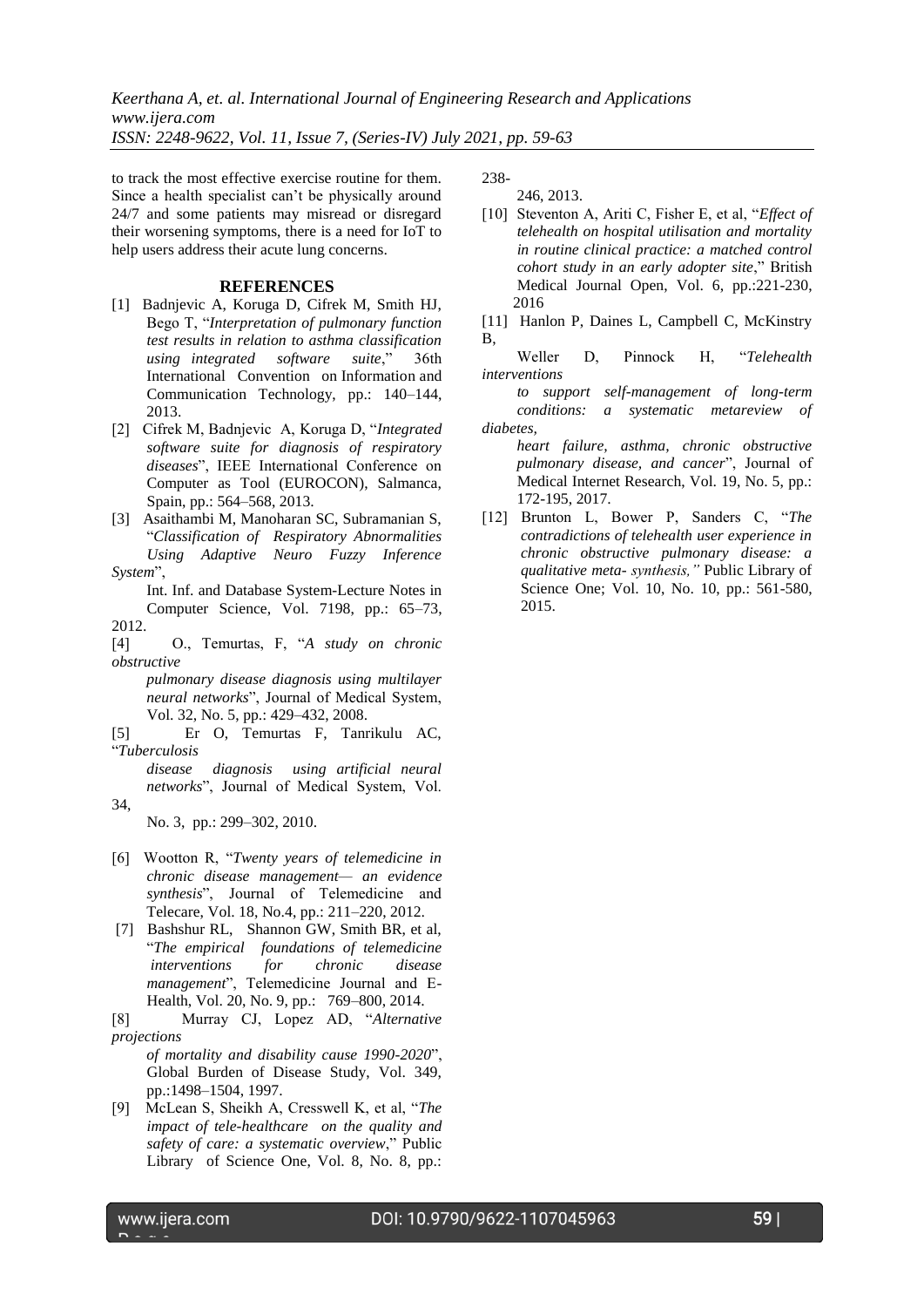to track the most effective exercise routine for them. Since a health specialist can't be physically around 24/7 and some patients may misread or disregard their worsening symptoms, there is a need for IoT to help users address their acute lung concerns.

## REFERENCES

[1] Badnjevic A, Koruga D, Cifrek M, Smith HJ, Bego T, "*Interpretation of pulmonary function test results in relation to asthma classification using integrated software suite*," 36th International Convention on Information and Communication Technology, pp.: 140–144, 2013.

[2] Cifrek M, Badnjevic A, Koruga D, "*Integrated software suite for diagnosis of respiratory diseases*", IEEE International Conference on Computer as Tool (EUROCON), Salmanca, Spain, pp.: 564–568, 2013.

[3] Asaithambi M, Manoharan SC, Subramanian S, "*Classification of Respiratory Abnormalities Using Adaptive Neuro Fuzzy Inference System*", Int. Inf. and Database System-Lecture Notes in Computer Science, Vol. 7198, pp.: 65–73, 2012.

[4] O., Temurtas, F, "*A study on chronic obstructive pulmonary disease diagnosis using multilayer neural networks*", Journal of Medical System, Vol. 32, No. 5, pp.: 429–432, 2008.

[5] Er O, Temurtas F, Tanrikulu AC, "*Tuberculosis disease diagnosis using artificial neural networks*", Journal of Medical System, Vol. 34, No. 3, pp.: 299–302, 2010.

[6] Wootton R, "*Twenty years of telemedicine in chronic disease management— an evidence synthesis*", Journal of Telemedicine and Telecare, Vol. 18, No.4, pp.: 211–220, 2012.

[7] Bashshur RL, Shannon GW, Smith BR, et al, "*The empirical foundations of telemedicine interventions for chronic disease management*", Telemedicine Journal and E-Health, Vol. 20, No. 9, pp.: 769–800, 2014.

[8] Murray CJ, Lopez AD, "*Alternative projections of mortality and disability cause 1990-2020*", Global Burden of Disease Study, Vol. 349, pp.:1498–1504, 1997.

[9] McLean S, Sheikh A, Cresswell K, et al, "*The impact of tele-healthcare on the quality and safety of care: a systematic overview*," Public Library of Science One, Vol. 8, No. 8, pp.: 238-246, 2013.

[10] Steventon A, Ariti C, Fisher E, et al, "*Effect of telehealth on hospital utilisation and mortality in routine clinical practice: a matched control cohort study in an early adopter site*," British Medical Journal Open, Vol. 6, pp.:221-230, 2016

[11] Hanlon P, Daines L, Campbell C, McKinstry B, Weller D, Pinnock H, "*Telehealth interventions to support self-management of long-term conditions: a systematic metareview of diabetes, heart failure, asthma, chronic obstructive pulmonary disease, and cancer*", Journal of Medical Internet Research, Vol. 19, No. 5, pp.: 172-195, 2017.

[12] Brunton L, Bower P, Sanders C, "*The contradictions of telehealth user experience in chronic obstructive pulmonary disease: a qualitative meta- synthesis,*" Public Library of Science One; Vol. 10, No. 10, pp.: 561-580, 2015.